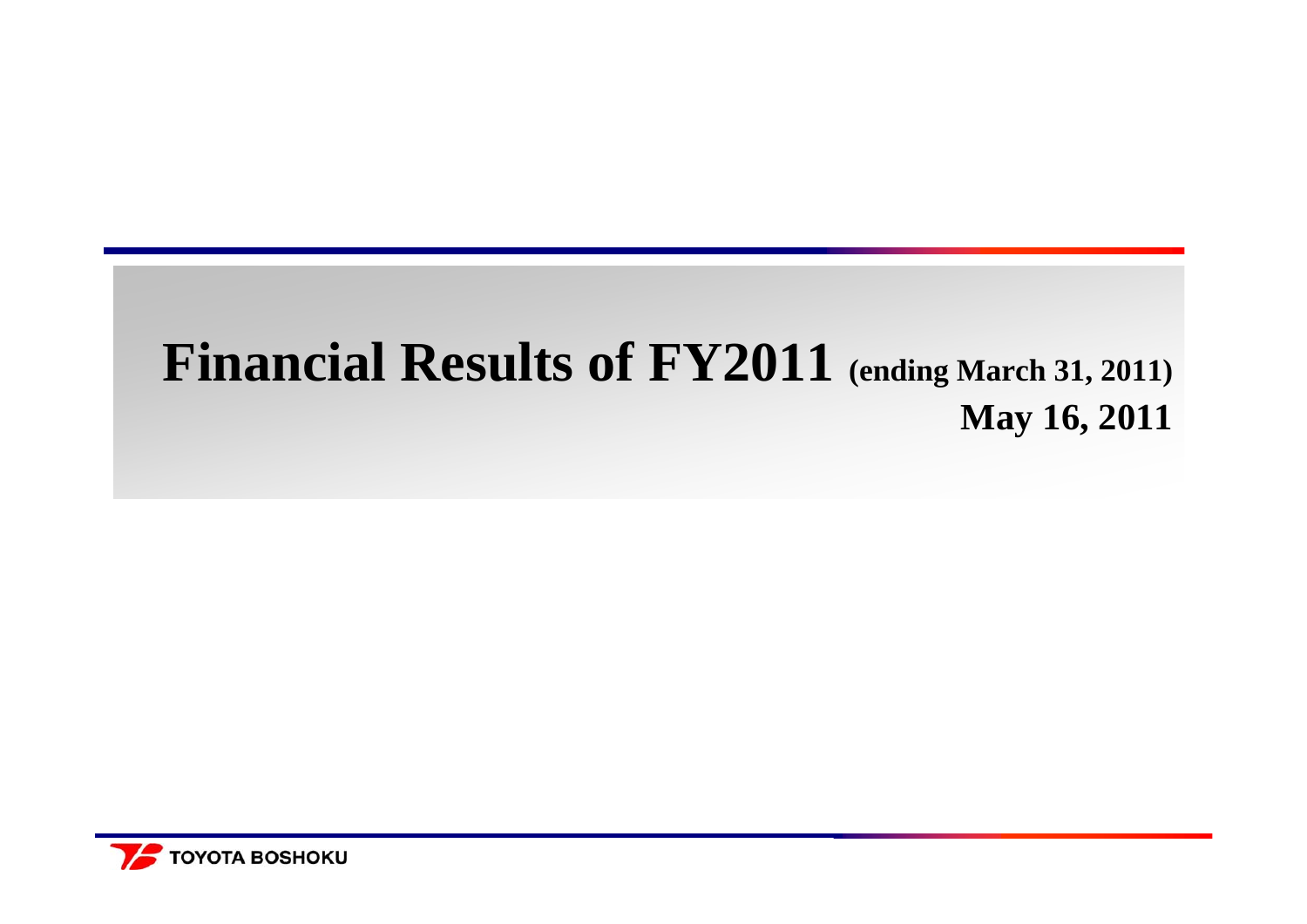# Financial Results of FY2011 (ending March 31, 2011)

**May 16, 2011**

TOYOTA BOSHOKU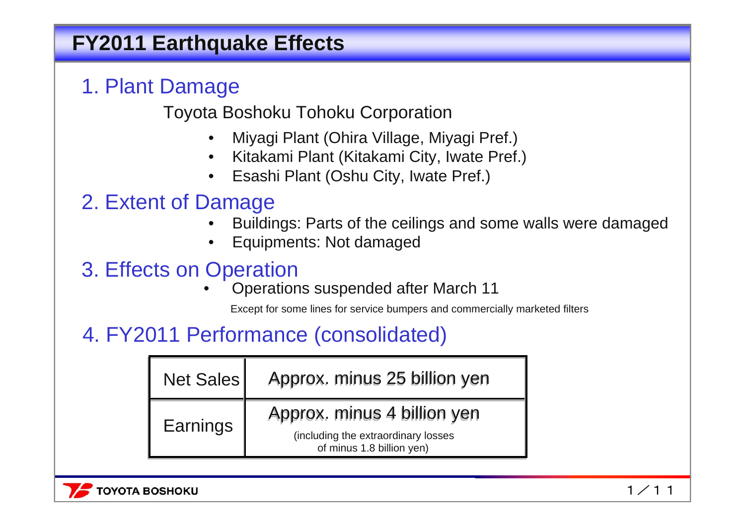# FY2011 Earthquake Effects

## 1. Plant Damage

Toyota Boshoku Tohoku Corporation

- Miyagi Plant (Ohira Village, Miyagi Pref.)
- Kitakami Plant (Kitakami City, Iwate Pref.)
- Esashi Plant (Oshu City, Iwate Pref.)

## 2. Extent of Damage

- Buildings: Parts of the ceilings and some walls were damaged
- Equipments: Not damaged

## 3. Effects on Operation

- Operations suspended after March 11

  Except for some lines for service bumpers and commercially marketed filters

## 4. FY2011 Performance (consolidated)

| | |
|---|---|
| Net Sales | Approx. minus 25 billion yen |
| Earnings | Approx. minus 4 billion yen (including the extraordinary losses of minus 1.8 billion yen) |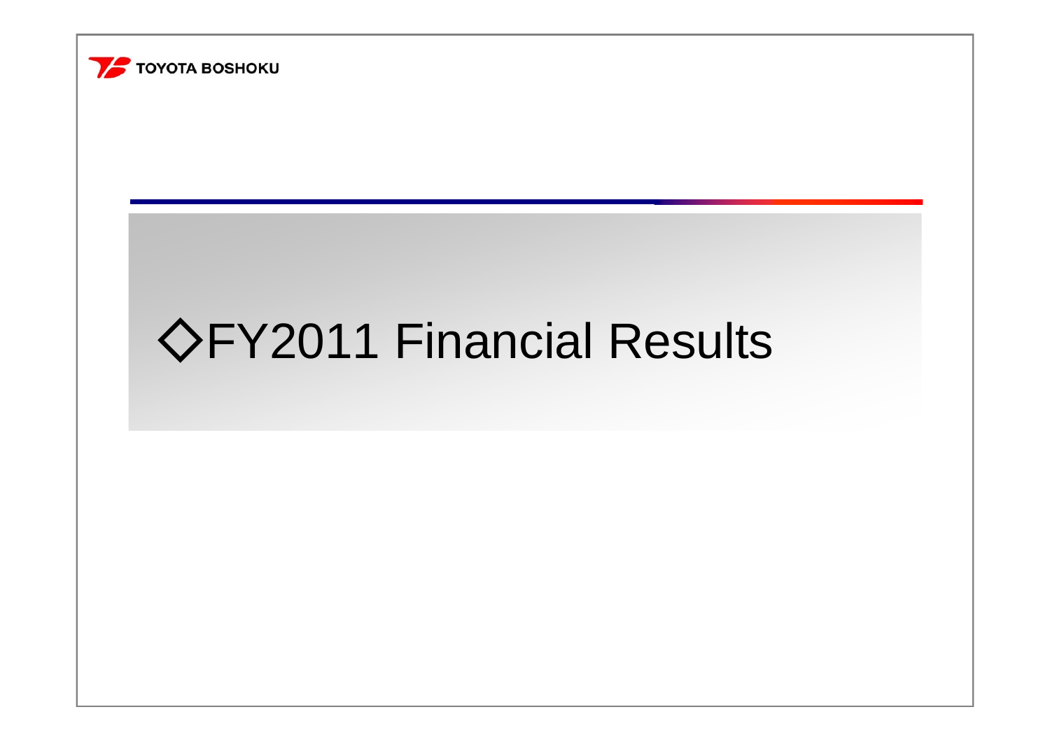# ◇FY2011 Financial Results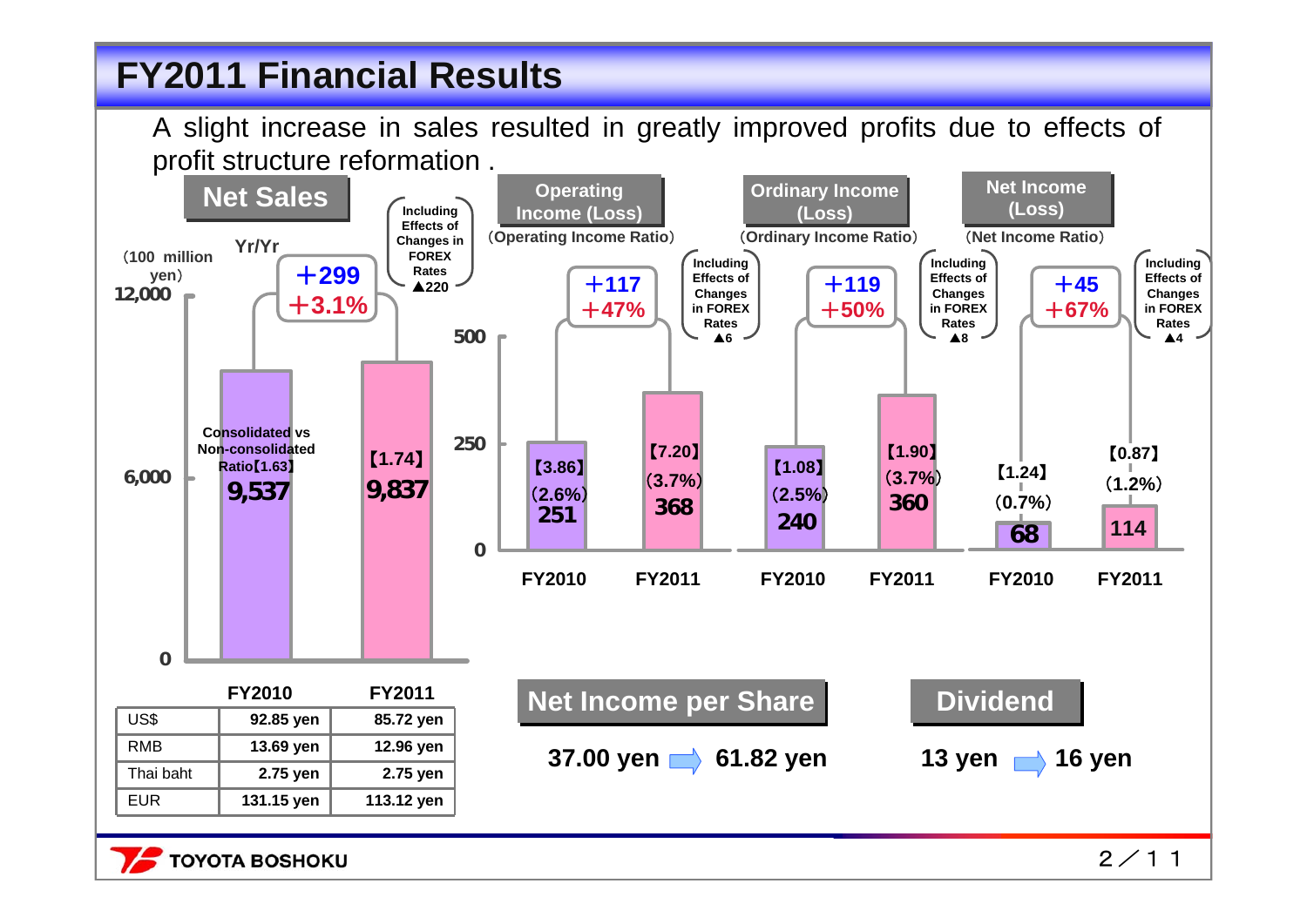# FY2011 Financial Results

A slight increase in sales resulted in greatly improved profits due to effects of profit structure reformation .

## Net Sales

(100 million yen)

Yr/Yr: ＋299 / ＋3.1% (Including Effects of Changes in FOREX Rates ▲220)

| | FY2010 | FY2011 |
|---|---|---|
| Net Sales | 9,537 | 9,837 |
| Consolidated vs Non-consolidated Ratio | 【1.63】 | 【1.74】 |

## Operating Income (Loss)

(Operating Income Ratio)

＋117 / ＋47% (Including Effects of Changes in FOREX Rates ▲6)

| | FY2010 | FY2011 |
|---|---|---|
| Operating Income | 251 | 368 |
| Ratio | (2.6%) | (3.7%) |
| Consolidated vs Non-consolidated Ratio | 【3.86】 | 【7.20】 |

## Ordinary Income (Loss)

(Ordinary Income Ratio)

＋119 / ＋50% (Including Effects of Changes in FOREX Rates ▲8)

| | FY2010 | FY2011 |
|---|---|---|
| Ordinary Income | 240 | 360 |
| Ratio | (2.5%) | (3.7%) |
| Consolidated vs Non-consolidated Ratio | 【1.08】 | 【1.90】 |

## Net Income (Loss)

(Net Income Ratio)

＋45 / ＋67% (Including Effects of Changes in FOREX Rates ▲4)

| | FY2010 | FY2011 |
|---|---|---|
| Net Income | 68 | 114 |
| Ratio | (0.7%) | (1.2%) |
| Consolidated vs Non-consolidated Ratio | 【1.24】 | 【0.87】 |

## Exchange Rates

| | FY2010 | FY2011 |
|---|---|---|
| US$ | 92.85 yen | 85.72 yen |
| RMB | 13.69 yen | 12.96 yen |
| Thai baht | 2.75 yen | 2.75 yen |
| EUR | 131.15 yen | 113.12 yen |

## Net Income per Share

37.00 yen ⇒ 61.82 yen

## Dividend

13 yen ⇒ 16 yen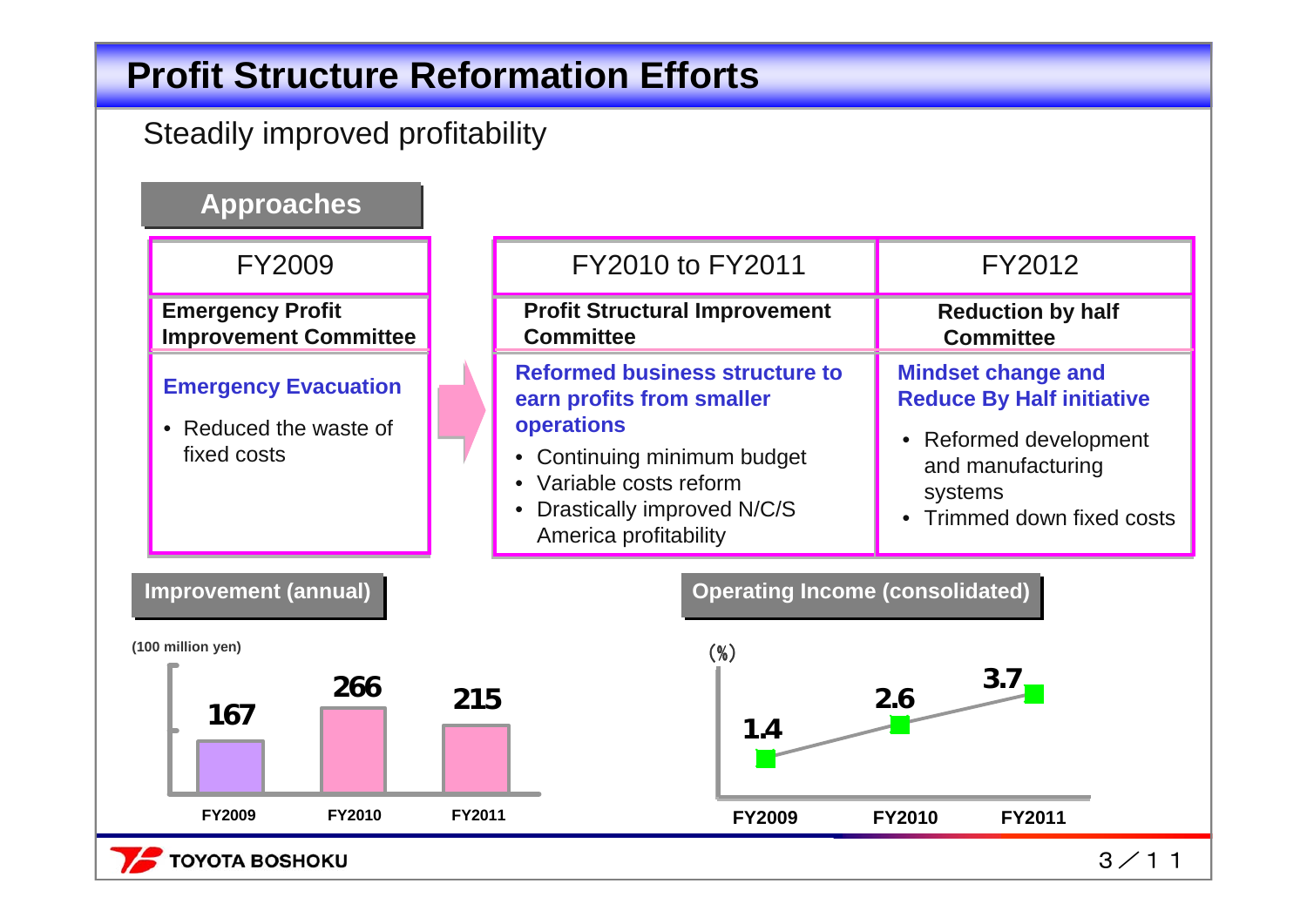# Profit Structure Reformation Efforts

Steadily improved profitability

## Approaches

| FY2009 | FY2010 to FY2011 | FY2012 |
|---|---|---|
| **Emergency Profit Improvement Committee** | **Profit Structural Improvement Committee** | **Reduction by half Committee** |
| **Emergency Evacuation**<br>• Reduced the waste of fixed costs | **Reformed business structure to earn profits from smaller operations**<br>• Continuing minimum budget<br>• Variable costs reform<br>• Drastically improved N/C/S America profitability | **Mindset change and Reduce By Half initiative**<br>• Reformed development and manufacturing systems<br>• Trimmed down fixed costs |

## Improvement (annual)

(100 million yen)

| FY2009 | FY2010 | FY2011 |
|---|---|---|
| 167 | 266 | 215 |

## Operating Income (consolidated)

(%)

| FY2009 | FY2010 | FY2011 |
|---|---|---|
| 1.4 | 2.6 | 3.7 |

TOYOTA BOSHOKU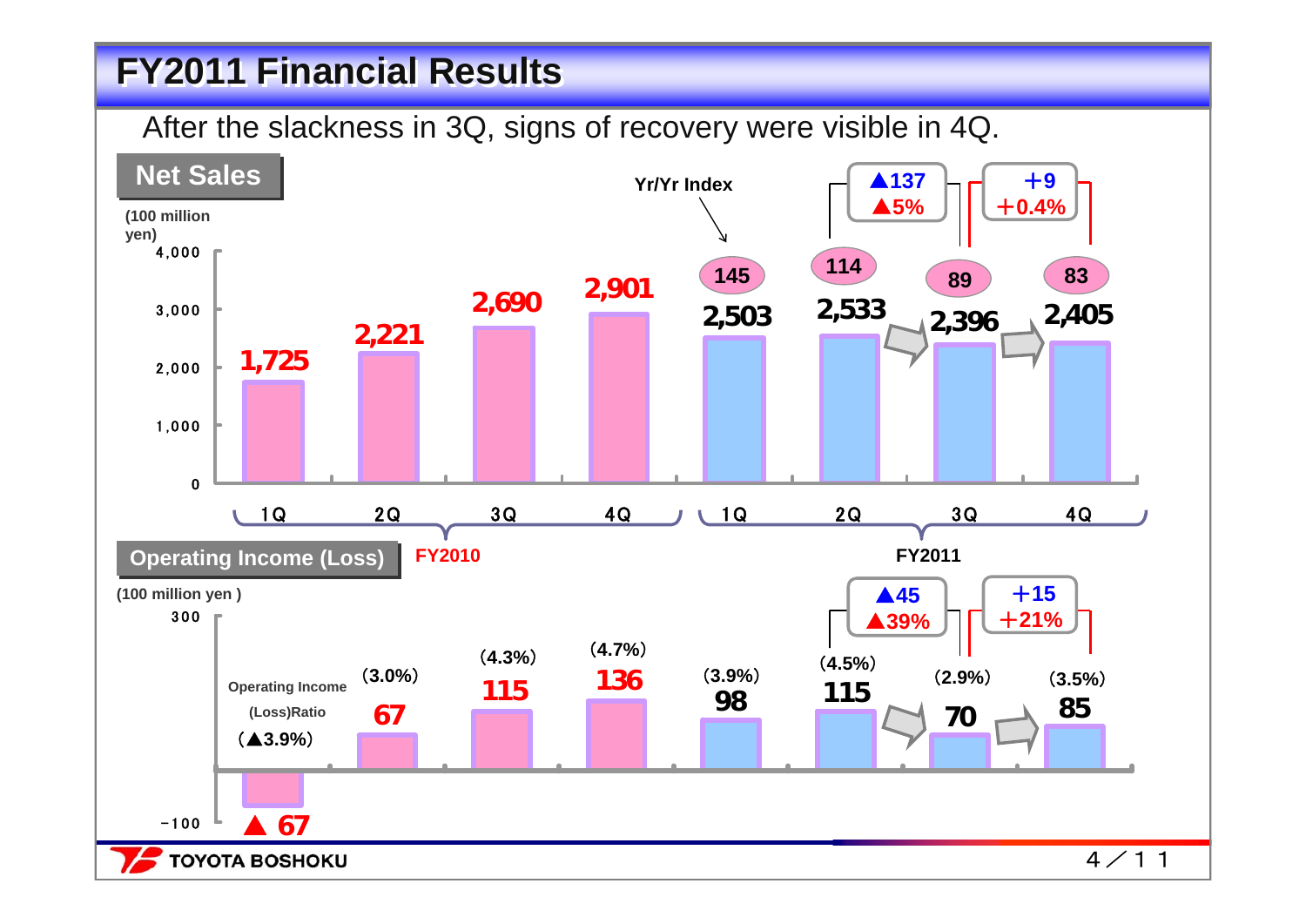# FY2011 Financial Results

After the slackness in 3Q, signs of recovery were visible in 4Q.

## Net Sales

(100 million yen)

| | FY2010 1Q | FY2010 2Q | FY2010 3Q | FY2010 4Q | FY2011 1Q | FY2011 2Q | FY2011 3Q | FY2011 4Q |
|---|---|---|---|---|---|---|---|---|
| Net Sales | 1,725 | 2,221 | 2,690 | 2,901 | 2,503 | 2,533 | 2,396 | 2,405 |
| Yr/Yr Index | | | | | 145 | 114 | 89 | 83 |

2Q → 3Q: ▲137 (▲5%)

3Q → 4Q: +9 (+0.4%)

## Operating Income (Loss)

(100 million yen)

| | FY2010 1Q | FY2010 2Q | FY2010 3Q | FY2010 4Q | FY2011 1Q | FY2011 2Q | FY2011 3Q | FY2011 4Q |
|---|---|---|---|---|---|---|---|---|
| Operating Income (Loss) | ▲ 67 | 67 | 115 | 136 | 98 | 115 | 70 | 85 |
| Operating Income (Loss) Ratio | (▲3.9%) | (3.0%) | (4.3%) | (4.7%) | (3.9%) | (4.5%) | (2.9%) | (3.5%) |

2Q → 3Q: ▲45 (▲39%)

3Q → 4Q: +15 (+21%)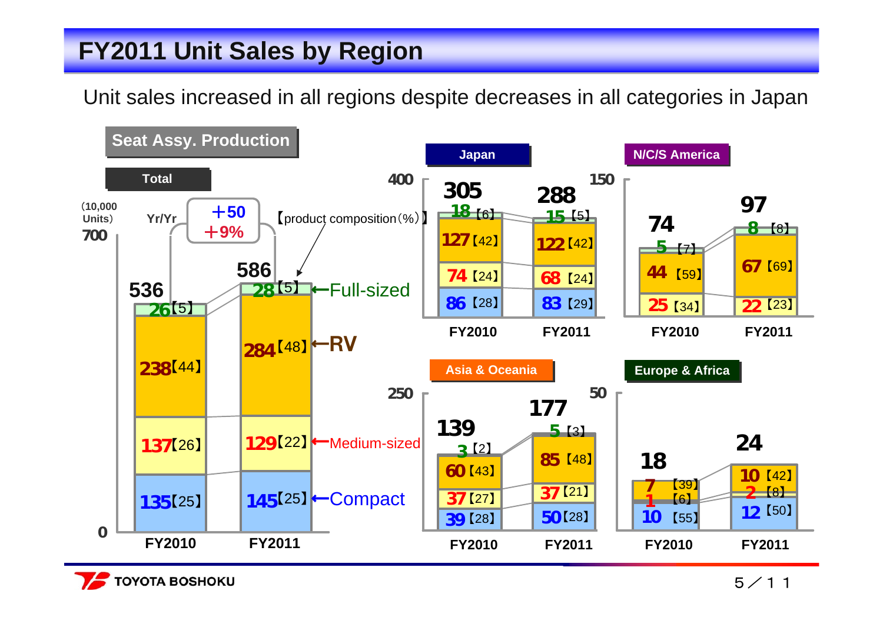# FY2011 Unit Sales by Region

Unit sales increased in all regions despite decreases in all categories in Japan

## Seat Assy. Production

(10,000 Units) 【product composition (%)】

### Total

Yr/Yr: +50, +9%

| Category | FY2010 | FY2011 |
|---|---|---|
| Full-sized | 26【5】 | 28【5】 |
| RV | 238【44】 | 284【48】 |
| Medium-sized | 137【26】 | 129【22】 |
| Compact | 135【25】 | 145【25】 |
| Total | 536 | 586 |

### Japan

| Category | FY2010 | FY2011 |
|---|---|---|
| Full-sized | 18【6】 | 15【5】 |
| RV | 127【42】 | 122【42】 |
| Medium-sized | 74【24】 | 68【24】 |
| Compact | 86【28】 | 83【29】 |
| Total | 305 | 288 |

### N/C/S America

| Category | FY2010 | FY2011 |
|---|---|---|
| Full-sized | 5【7】 | 8【8】 |
| RV | 44【59】 | 67【69】 |
| Medium-sized | 25【34】 | 22【23】 |
| Total | 74 | 97 |

### Asia & Oceania

| Category | FY2010 | FY2011 |
|---|---|---|
| Full-sized | 3【2】 | 5【3】 |
| RV | 60【43】 | 85【48】 |
| Medium-sized | 37【27】 | 37【21】 |
| Compact | 39【28】 | 50【28】 |
| Total | 139 | 177 |

### Europe & Africa

| Category | FY2010 | FY2011 |
|---|---|---|
| RV | 7【39】 | 10【42】 |
| Medium-sized | 1【6】 | 2【8】 |
| Compact | 10【55】 | 12【50】 |
| Total | 18 | 24 |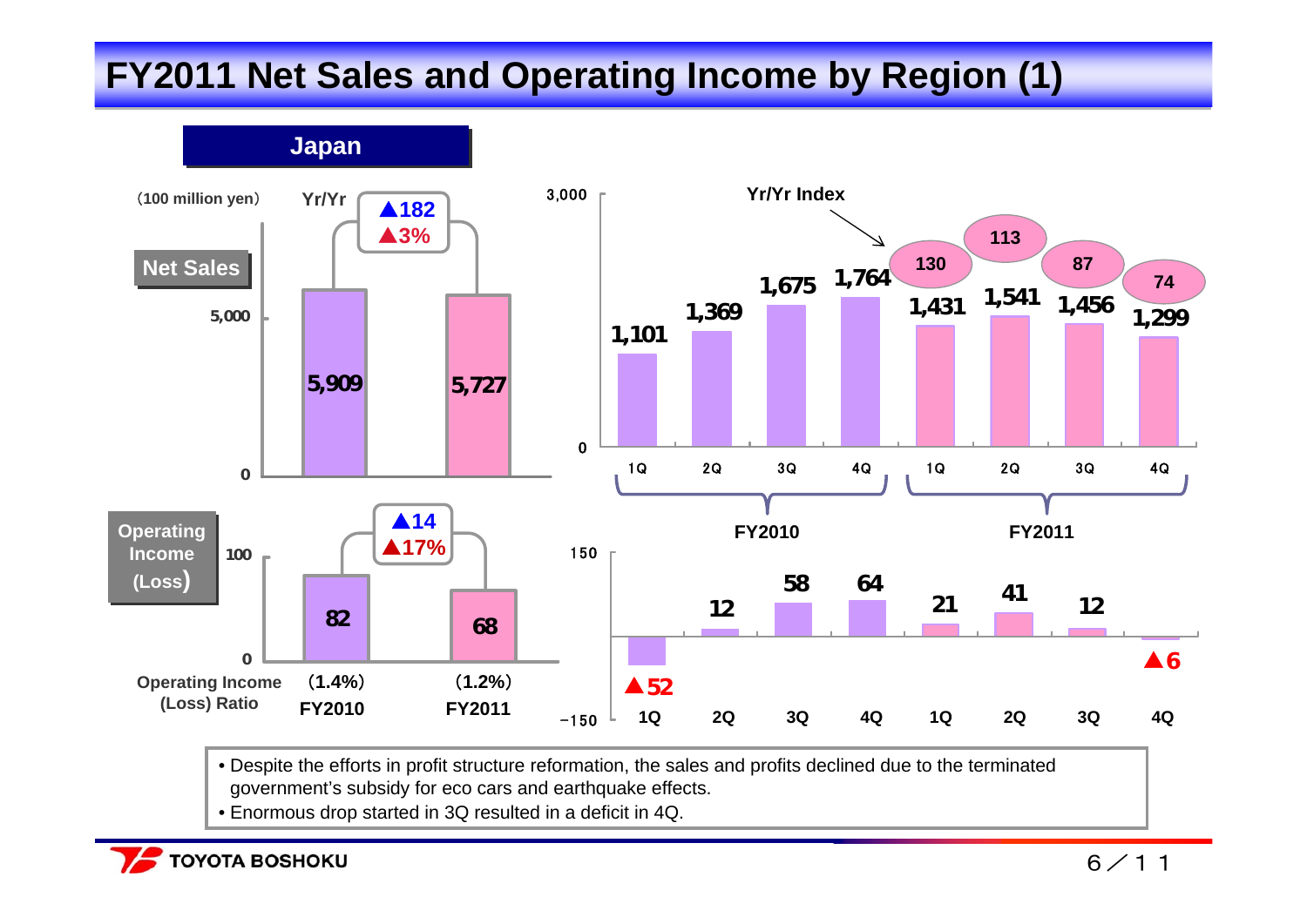# FY2011 Net Sales and Operating Income by Region (1)

## Japan

(100 million yen)

**Net Sales**

| | FY2010 | FY2011 | Yr/Yr |
|---|---|---|---|
| Net Sales | 5,909 | 5,727 | ▲182 (▲3%) |

| | FY2010 | | | | FY2011 | | | |
|---|---|---|---|---|---|---|---|---|
| | 1Q | 2Q | 3Q | 4Q | 1Q | 2Q | 3Q | 4Q |
| Net Sales | 1,101 | 1,369 | 1,675 | 1,764 | 1,431 | 1,541 | 1,456 | 1,299 |
| Yr/Yr Index | | | | | 130 | 113 | 87 | 74 |

**Operating Income (Loss)**

| | FY2010 | FY2011 | Yr/Yr |
|---|---|---|---|
| Operating Income (Loss) | 82 | 68 | ▲14 (▲17%) |
| Operating Income (Loss) Ratio | (1.4%) | (1.2%) | |

| | FY2010 | | | | FY2011 | | | |
|---|---|---|---|---|---|---|---|---|
| | 1Q | 2Q | 3Q | 4Q | 1Q | 2Q | 3Q | 4Q |
| Operating Income (Loss) | ▲52 | 12 | 58 | 64 | 21 | 41 | 12 | ▲6 |

- Despite the efforts in profit structure reformation, the sales and profits declined due to the terminated government's subsidy for eco cars and earthquake effects.
- Enormous drop started in 3Q resulted in a deficit in 4Q.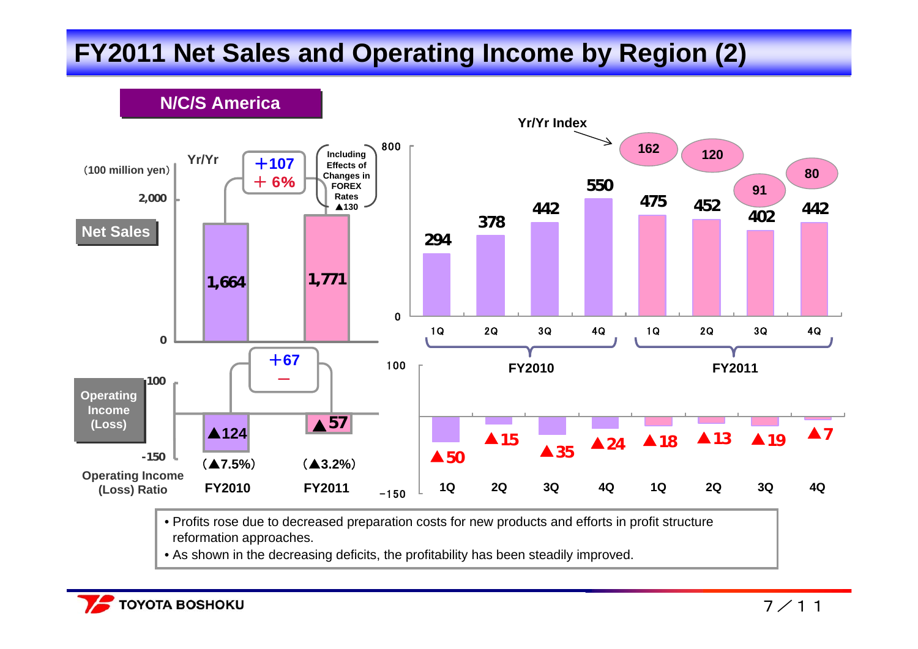# FY2011 Net Sales and Operating Income by Region (2)

## N/C/S America

(100 million yen)

**Net Sales**

| | FY2010 | FY2011 |
|---|---|---|
| Net Sales | 1,664 | 1,771 |

Yr/Yr: ＋107 (＋ 6%)

Including Effects of Changes in FOREX Rates ▲130

**Operating Income (Loss)**

| | FY2010 | FY2011 |
|---|---|---|
| Operating Income (Loss) | ▲124 | ▲57 |
| Operating Income (Loss) Ratio | (▲7.5%) | (▲3.2%) |

Yr/Yr: ＋67 (－)

**Quarterly Net Sales**

| | FY2010 1Q | FY2010 2Q | FY2010 3Q | FY2010 4Q | FY2011 1Q | FY2011 2Q | FY2011 3Q | FY2011 4Q |
|---|---|---|---|---|---|---|---|---|
| Net Sales | 294 | 378 | 442 | 550 | 475 | 452 | 402 | 442 |
| Yr/Yr Index | | | | | 162 | 120 | 91 | 80 |

**Quarterly Operating Income (Loss)**

| | FY2010 1Q | FY2010 2Q | FY2010 3Q | FY2010 4Q | FY2011 1Q | FY2011 2Q | FY2011 3Q | FY2011 4Q |
|---|---|---|---|---|---|---|---|---|
| Operating Income (Loss) | ▲50 | ▲15 | ▲35 | ▲24 | ▲18 | ▲13 | ▲19 | ▲7 |

- Profits rose due to decreased preparation costs for new products and efforts in profit structure reformation approaches.
- As shown in the decreasing deficits, the profitability has been steadily improved.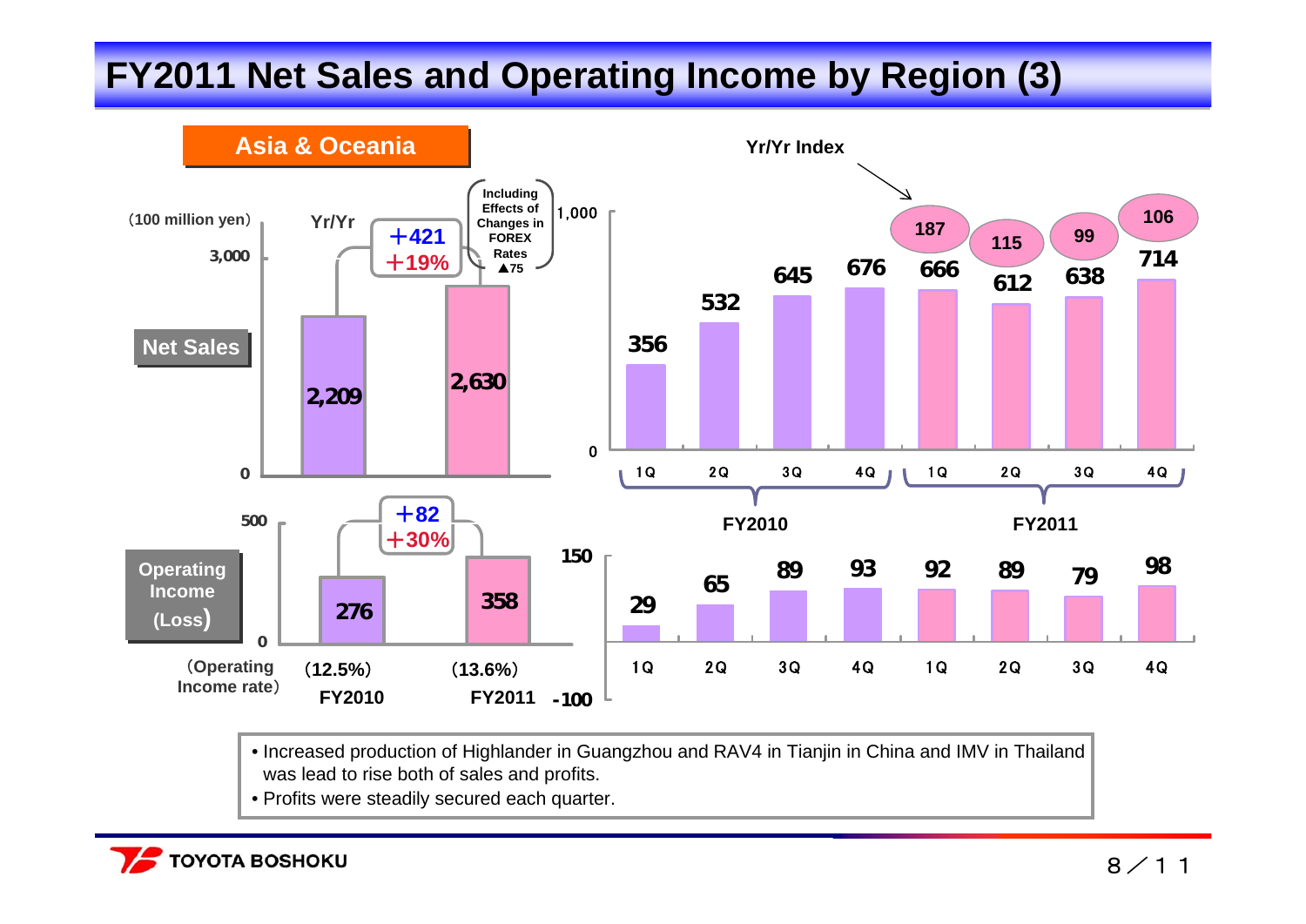# FY2011 Net Sales and Operating Income by Region (3)

## Asia & Oceania

(100 million yen)

**Net Sales**

| | FY2010 | FY2011 | Yr/Yr |
|---|---|---|---|
| Net Sales | 2,209 | 2,630 | ＋421 / ＋19% |

Including Effects of Changes in FOREX Rates ▲75

**Operating Income (Loss)**

| | FY2010 | FY2011 | Yr/Yr |
|---|---|---|---|
| Operating Income | 276 | 358 | ＋82 / ＋30% |
| (Operating Income rate) | (12.5%) | (13.6%) | |

**Quarterly**

| | FY2010 1Q | FY2010 2Q | FY2010 3Q | FY2010 4Q | FY2011 1Q | FY2011 2Q | FY2011 3Q | FY2011 4Q |
|---|---|---|---|---|---|---|---|---|
| Net Sales | 356 | 532 | 645 | 676 | 666 | 612 | 638 | 714 |
| Yr/Yr Index | | | | | 187 | 115 | 99 | 106 |
| Operating Income | 29 | 65 | 89 | 93 | 92 | 89 | 79 | 98 |

- Increased production of Highlander in Guangzhou and RAV4 in Tianjin in China and IMV in Thailand was lead to rise both of sales and profits.
- Profits were steadily secured each quarter.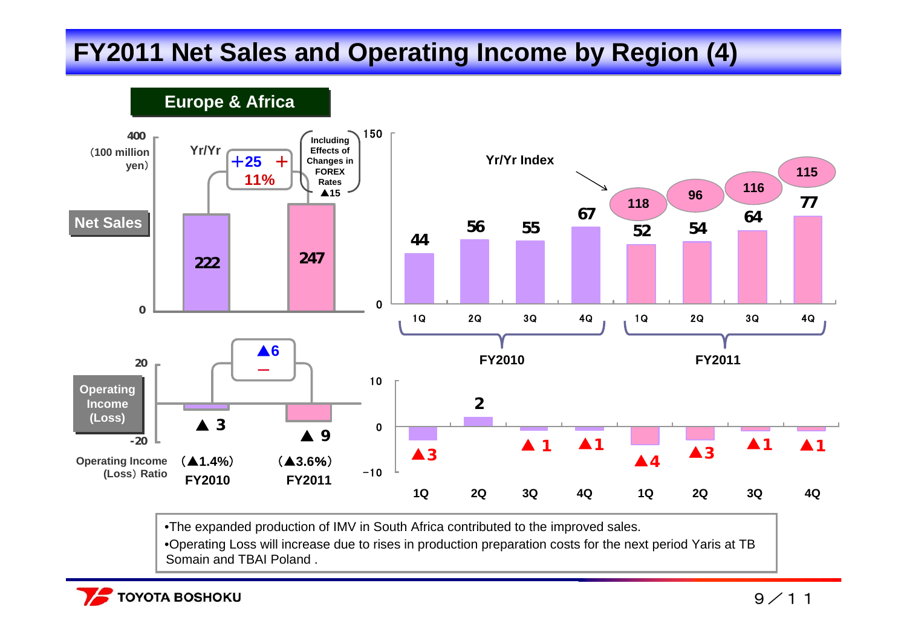# FY2011 Net Sales and Operating Income by Region (4)

## Europe & Africa

**Net Sales** (100 million yen)

| | FY2010 | FY2011 |
|---|---|---|
| Net Sales | 222 | 247 |

Yr/Yr: +25 + 11% (Including Effects of Changes in FOREX Rates ▲15)

Yr/Yr Index

| | FY2010 1Q | FY2010 2Q | FY2010 3Q | FY2010 4Q | FY2011 1Q | FY2011 2Q | FY2011 3Q | FY2011 4Q |
|---|---|---|---|---|---|---|---|---|
| Net Sales | 44 | 56 | 55 | 67 | 52 | 54 | 64 | 77 |
| Yr/Yr Index | | | | | 118 | 96 | 116 | 115 |

**Operating Income (Loss)**

| | FY2010 | FY2011 |
|---|---|---|
| Operating Income (Loss) | ▲ 3 | ▲ 9 |
| Operating Income (Loss) Ratio | (▲1.4%) | (▲3.6%) |

Yr/Yr: ▲6 −

| | FY2010 1Q | FY2010 2Q | FY2010 3Q | FY2010 4Q | FY2011 1Q | FY2011 2Q | FY2011 3Q | FY2011 4Q |
|---|---|---|---|---|---|---|---|---|
| Operating Income (Loss) | ▲3 | 2 | ▲ 1 | ▲1 | ▲4 | ▲3 | ▲1 | ▲1 |

- The expanded production of IMV in South Africa contributed to the improved sales.
- Operating Loss will increase due to rises in production preparation costs for the next period Yaris at TB Somain and TBAI Poland .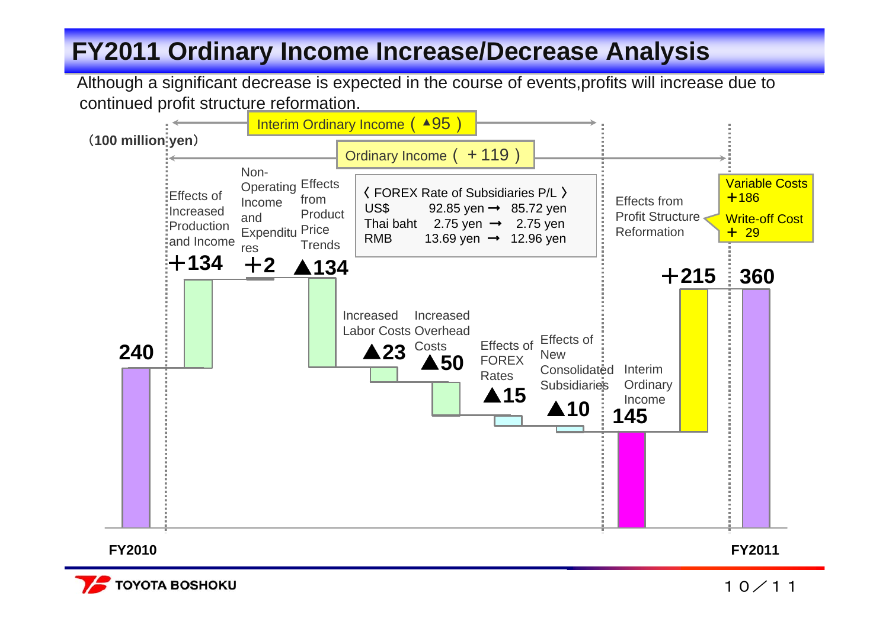# FY2011 Ordinary Income Increase/Decrease Analysis

Although a significant decrease is expected in the course of events, profits will increase due to continued profit structure reformation.

(100 million yen)

Interim Ordinary Income ( ▲95 )

Ordinary Income ( ＋119 )

| Item | Amount |
|---|---|
| FY2010 | 240 |
| Effects of Increased Production and Income | ＋134 |
| Non-Operating Income and Expenditures | ＋2 |
| Effects from Product Price Trends | ▲134 |
| Increased Labor Costs | ▲23 |
| Increased Overhead Costs | ▲50 |
| Effects of FOREX Rates | ▲15 |
| Effects of New Consolidated Subsidiaries | ▲10 |
| Interim Ordinary Income | 145 |
| Effects from Profit Structure Reformation | ＋215 |
| FY2011 | 360 |

Effects from Profit Structure Reformation: Variable Costs ＋186, Write-off Cost ＋29

〈 FOREX Rate of Subsidiaries P/L 〉

| Currency | | |
|---|---|---|
| US$ | 92.85 yen → | 85.72 yen |
| Thai baht | 2.75 yen → | 2.75 yen |
| RMB | 13.69 yen → | 12.96 yen |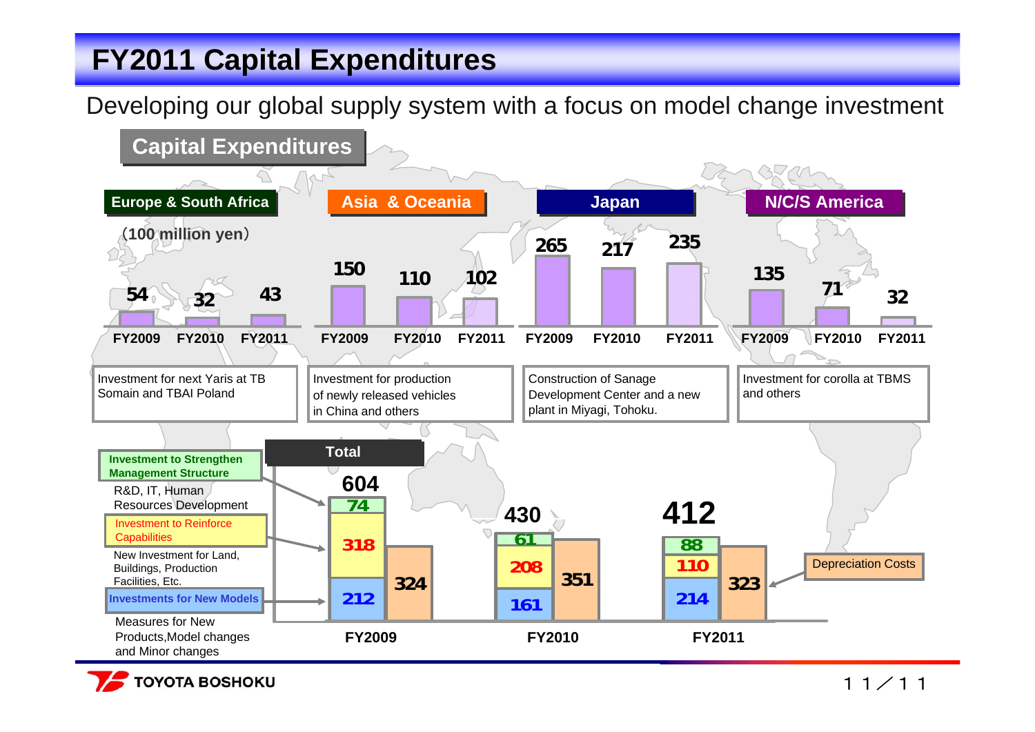# FY2011 Capital Expenditures

Developing our global supply system with a focus on model change investment

## Capital Expenditures

(100 million yen)

**Europe & South Africa**

54
32
43

FY2009 FY2010 FY2011

Investment for next Yaris at TB Somain and TBAI Poland

**Asia & Oceania**

150
110
102

FY2009 FY2010 FY2011

Investment for production of newly released vehicles in China and others

**Japan**

265
217
235

FY2009 FY2010 FY2011

Construction of Sanage Development Center and a new plant in Miyagi, Tohoku.

**N/C/S America**

135
71
32

FY2009 FY2010 FY2011

Investment for corolla at TBMS and others

**Total**

604
74
318
212
324

430
61
208
161
351

412
88
110
214
323

FY2009 FY2010 FY2011

**Investment to Strengthen Management Structure**

R&D, IT, Human Resources Development

**Investment to Reinforce Capabilities**

New Investment for Land, Buildings, Production Facilities, Etc.

**Investments for New Models**

Measures for New Products, Model changes and Minor changes

Depreciation Costs